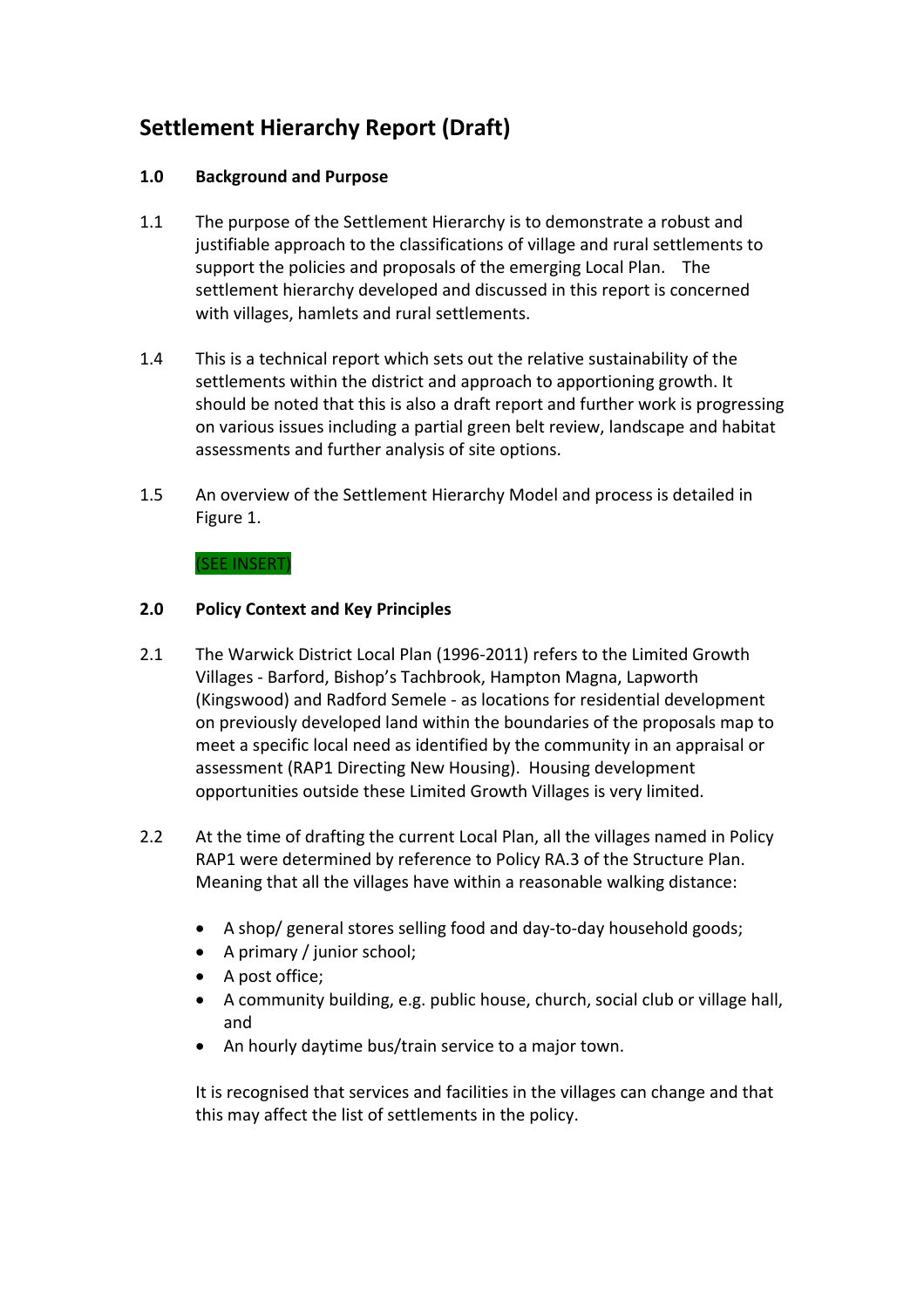# Settlement Hierarchy Report (Draft)

## 1.0 Background and Purpose

1.1 The purpose of the Settlement Hierarchy is to demonstrate a robust and justifiable approach to the classifications of village and rural settlements to support the policies and proposals of the emerging Local Plan. The settlement hierarchy developed and discussed in this report is concerned with villages, hamlets and rural settlements.

1.4 This is a technical report which sets out the relative sustainability of the settlements within the district and approach to apportioning growth. It should be noted that this is also a draft report and further work is progressing on various issues including a partial green belt review, landscape and habitat assessments and further analysis of site options.

1.5 An overview of the Settlement Hierarchy Model and process is detailed in Figure 1.

(SEE INSERT)

## 2.0 Policy Context and Key Principles

2.1 The Warwick District Local Plan (1996-2011) refers to the Limited Growth Villages - Barford, Bishop's Tachbrook, Hampton Magna, Lapworth (Kingswood) and Radford Semele - as locations for residential development on previously developed land within the boundaries of the proposals map to meet a specific local need as identified by the community in an appraisal or assessment (RAP1 Directing New Housing). Housing development opportunities outside these Limited Growth Villages is very limited.

2.2 At the time of drafting the current Local Plan, all the villages named in Policy RAP1 were determined by reference to Policy RA.3 of the Structure Plan. Meaning that all the villages have within a reasonable walking distance:

- A shop/ general stores selling food and day-to-day household goods;
- A primary / junior school;
- A post office;
- A community building, e.g. public house, church, social club or village hall, and
- An hourly daytime bus/train service to a major town.

It is recognised that services and facilities in the villages can change and that this may affect the list of settlements in the policy.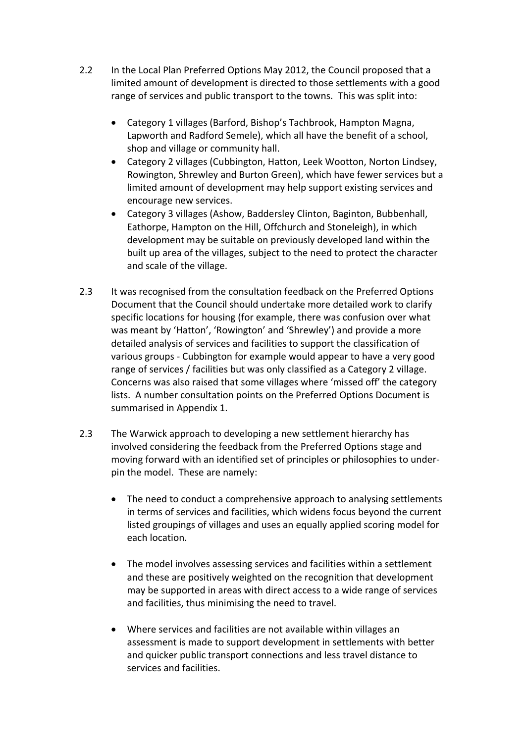2.2 In the Local Plan Preferred Options May 2012, the Council proposed that a limited amount of development is directed to those settlements with a good range of services and public transport to the towns. This was split into:

- Category 1 villages (Barford, Bishop's Tachbrook, Hampton Magna, Lapworth and Radford Semele), which all have the benefit of a school, shop and village or community hall.
- Category 2 villages (Cubbington, Hatton, Leek Wootton, Norton Lindsey, Rowington, Shrewley and Burton Green), which have fewer services but a limited amount of development may help support existing services and encourage new services.
- Category 3 villages (Ashow, Baddersley Clinton, Baginton, Bubbenhall, Eathorpe, Hampton on the Hill, Offchurch and Stoneleigh), in which development may be suitable on previously developed land within the built up area of the villages, subject to the need to protect the character and scale of the village.

2.3 It was recognised from the consultation feedback on the Preferred Options Document that the Council should undertake more detailed work to clarify specific locations for housing (for example, there was confusion over what was meant by 'Hatton', 'Rowington' and 'Shrewley') and provide a more detailed analysis of services and facilities to support the classification of various groups - Cubbington for example would appear to have a very good range of services / facilities but was only classified as a Category 2 village. Concerns was also raised that some villages where 'missed off' the category lists. A number consultation points on the Preferred Options Document is summarised in Appendix 1.

2.3 The Warwick approach to developing a new settlement hierarchy has involved considering the feedback from the Preferred Options stage and moving forward with an identified set of principles or philosophies to under-pin the model. These are namely:

- The need to conduct a comprehensive approach to analysing settlements in terms of services and facilities, which widens focus beyond the current listed groupings of villages and uses an equally applied scoring model for each location.

- The model involves assessing services and facilities within a settlement and these are positively weighted on the recognition that development may be supported in areas with direct access to a wide range of services and facilities, thus minimising the need to travel.

- Where services and facilities are not available within villages an assessment is made to support development in settlements with better and quicker public transport connections and less travel distance to services and facilities.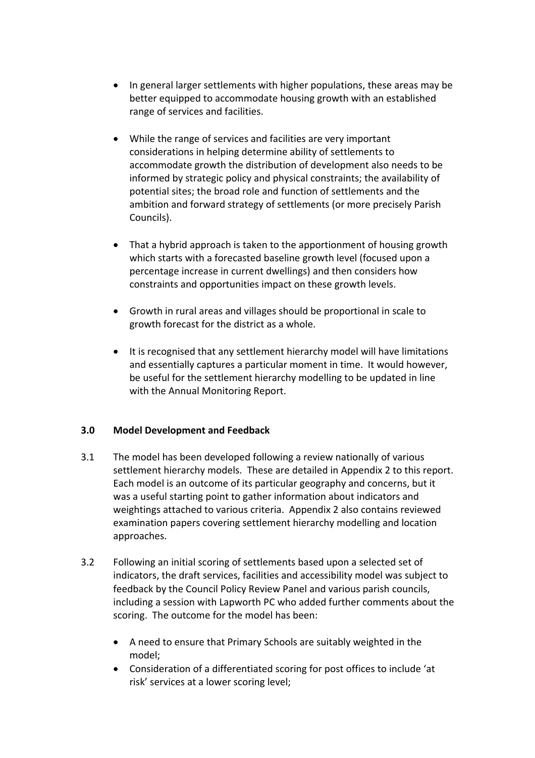- In general larger settlements with higher populations, these areas may be better equipped to accommodate housing growth with an established range of services and facilities.

- While the range of services and facilities are very important considerations in helping determine ability of settlements to accommodate growth the distribution of development also needs to be informed by strategic policy and physical constraints; the availability of potential sites; the broad role and function of settlements and the ambition and forward strategy of settlements (or more precisely Parish Councils).

- That a hybrid approach is taken to the apportionment of housing growth which starts with a forecasted baseline growth level (focused upon a percentage increase in current dwellings) and then considers how constraints and opportunities impact on these growth levels.

- Growth in rural areas and villages should be proportional in scale to growth forecast for the district as a whole.

- It is recognised that any settlement hierarchy model will have limitations and essentially captures a particular moment in time. It would however, be useful for the settlement hierarchy modelling to be updated in line with the Annual Monitoring Report.

## 3.0 Model Development and Feedback

3.1 The model has been developed following a review nationally of various settlement hierarchy models. These are detailed in Appendix 2 to this report. Each model is an outcome of its particular geography and concerns, but it was a useful starting point to gather information about indicators and weightings attached to various criteria. Appendix 2 also contains reviewed examination papers covering settlement hierarchy modelling and location approaches.

3.2 Following an initial scoring of settlements based upon a selected set of indicators, the draft services, facilities and accessibility model was subject to feedback by the Council Policy Review Panel and various parish councils, including a session with Lapworth PC who added further comments about the scoring. The outcome for the model has been:

- A need to ensure that Primary Schools are suitably weighted in the model;
- Consideration of a differentiated scoring for post offices to include 'at risk' services at a lower scoring level;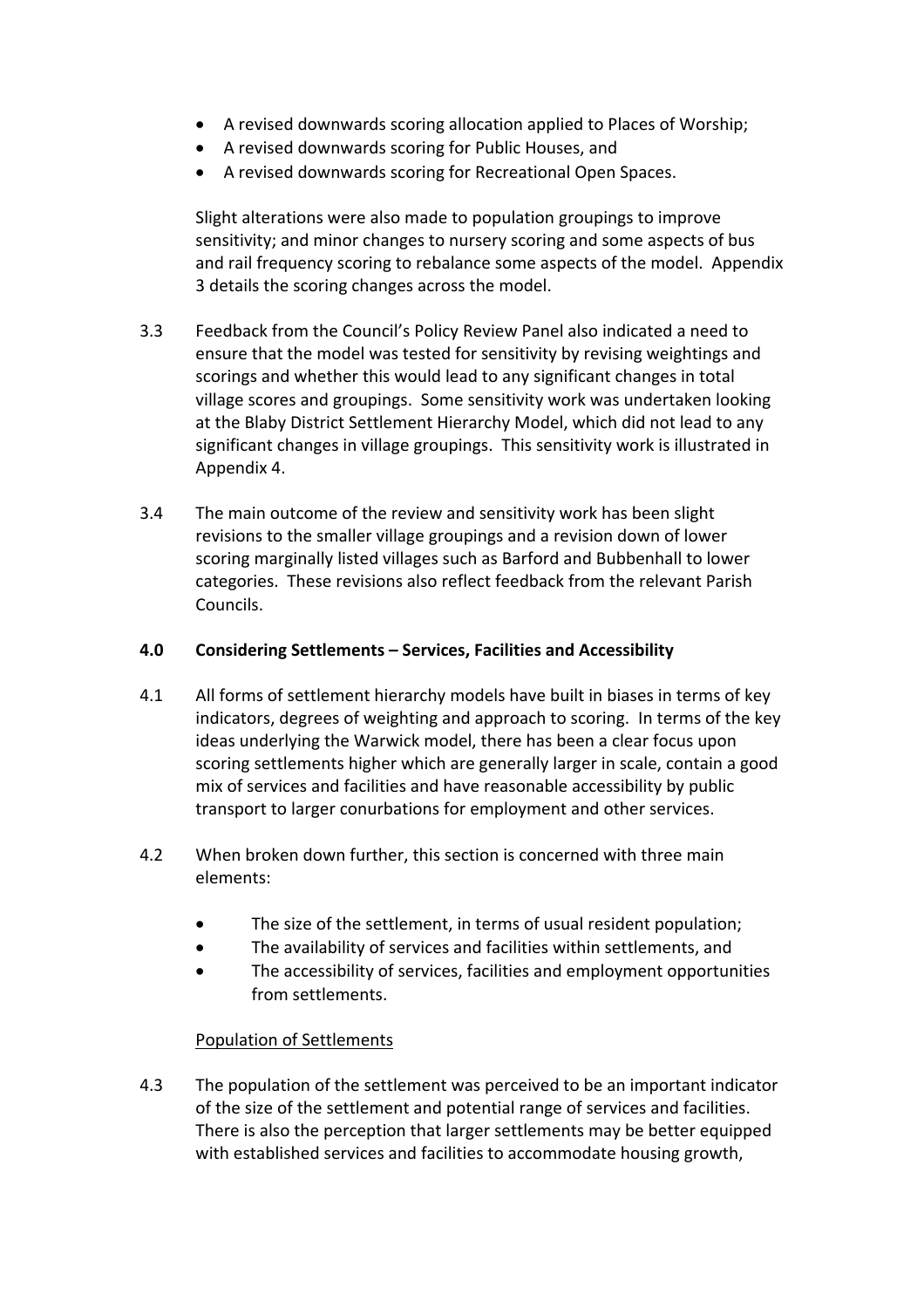- A revised downwards scoring allocation applied to Places of Worship;
- A revised downwards scoring for Public Houses, and
- A revised downwards scoring for Recreational Open Spaces.

Slight alterations were also made to population groupings to improve sensitivity; and minor changes to nursery scoring and some aspects of bus and rail frequency scoring to rebalance some aspects of the model. Appendix 3 details the scoring changes across the model.

3.3 Feedback from the Council's Policy Review Panel also indicated a need to ensure that the model was tested for sensitivity by revising weightings and scorings and whether this would lead to any significant changes in total village scores and groupings. Some sensitivity work was undertaken looking at the Blaby District Settlement Hierarchy Model, which did not lead to any significant changes in village groupings. This sensitivity work is illustrated in Appendix 4.

3.4 The main outcome of the review and sensitivity work has been slight revisions to the smaller village groupings and a revision down of lower scoring marginally listed villages such as Barford and Bubbenhall to lower categories. These revisions also reflect feedback from the relevant Parish Councils.

## 4.0 Considering Settlements – Services, Facilities and Accessibility

4.1 All forms of settlement hierarchy models have built in biases in terms of key indicators, degrees of weighting and approach to scoring. In terms of the key ideas underlying the Warwick model, there has been a clear focus upon scoring settlements higher which are generally larger in scale, contain a good mix of services and facilities and have reasonable accessibility by public transport to larger conurbations for employment and other services.

4.2 When broken down further, this section is concerned with three main elements:

- The size of the settlement, in terms of usual resident population;
- The availability of services and facilities within settlements, and
- The accessibility of services, facilities and employment opportunities from settlements.

<u>Population of Settlements</u>

4.3 The population of the settlement was perceived to be an important indicator of the size of the settlement and potential range of services and facilities. There is also the perception that larger settlements may be better equipped with established services and facilities to accommodate housing growth,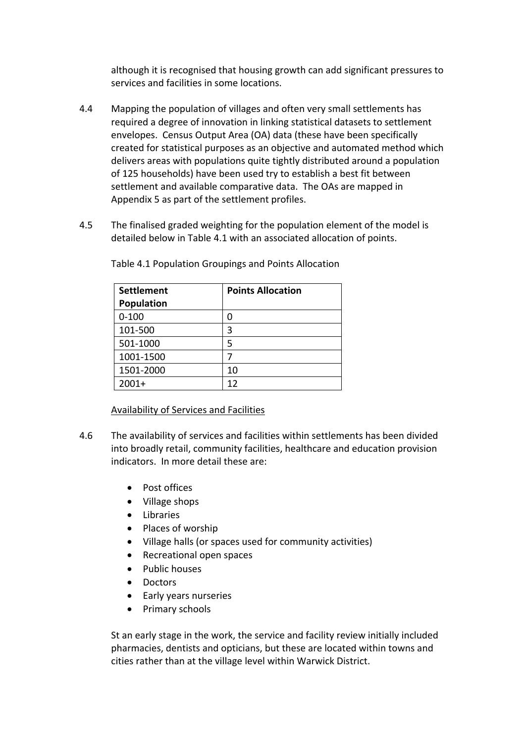although it is recognised that housing growth can add significant pressures to services and facilities in some locations.

4.4 Mapping the population of villages and often very small settlements has required a degree of innovation in linking statistical datasets to settlement envelopes. Census Output Area (OA) data (these have been specifically created for statistical purposes as an objective and automated method which delivers areas with populations quite tightly distributed around a population of 125 households) have been used try to establish a best fit between settlement and available comparative data. The OAs are mapped in Appendix 5 as part of the settlement profiles.

4.5 The finalised graded weighting for the population element of the model is detailed below in Table 4.1 with an associated allocation of points.

Table 4.1 Population Groupings and Points Allocation

| Settlement Population | Points Allocation |
|---|---|
| 0-100 | 0 |
| 101-500 | 3 |
| 501-1000 | 5 |
| 1001-1500 | 7 |
| 1501-2000 | 10 |
| 2001+ | 12 |

Availability of Services and Facilities

4.6 The availability of services and facilities within settlements has been divided into broadly retail, community facilities, healthcare and education provision indicators. In more detail these are:

- Post offices
- Village shops
- Libraries
- Places of worship
- Village halls (or spaces used for community activities)
- Recreational open spaces
- Public houses
- Doctors
- Early years nurseries
- Primary schools

St an early stage in the work, the service and facility review initially included pharmacies, dentists and opticians, but these are located within towns and cities rather than at the village level within Warwick District.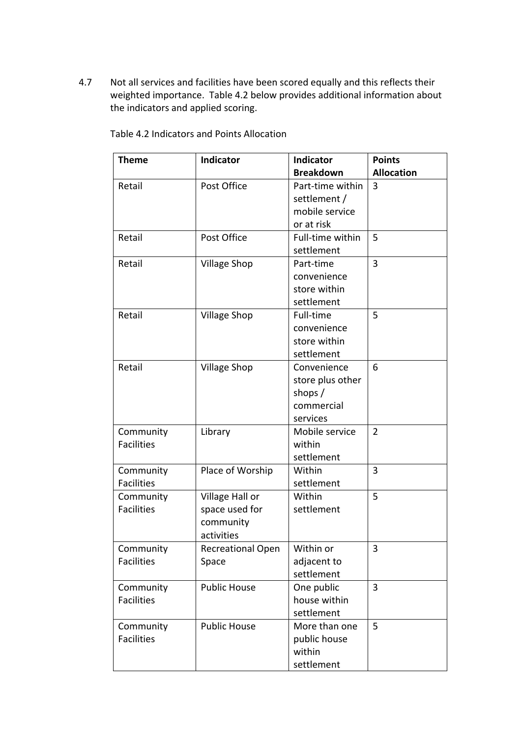4.7 Not all services and facilities have been scored equally and this reflects their weighted importance. Table 4.2 below provides additional information about the indicators and applied scoring.

Table 4.2 Indicators and Points Allocation

| Theme | Indicator | Indicator Breakdown | Points Allocation |
|---|---|---|---|
| Retail | Post Office | Part-time within settlement / mobile service or at risk | 3 |
| Retail | Post Office | Full-time within settlement | 5 |
| Retail | Village Shop | Part-time convenience store within settlement | 3 |
| Retail | Village Shop | Full-time convenience store within settlement | 5 |
| Retail | Village Shop | Convenience store plus other shops / commercial services | 6 |
| Community Facilities | Library | Mobile service within settlement | 2 |
| Community Facilities | Place of Worship | Within settlement | 3 |
| Community Facilities | Village Hall or space used for community activities | Within settlement | 5 |
| Community Facilities | Recreational Open Space | Within or adjacent to settlement | 3 |
| Community Facilities | Public House | One public house within settlement | 3 |
| Community Facilities | Public House | More than one public house within settlement | 5 |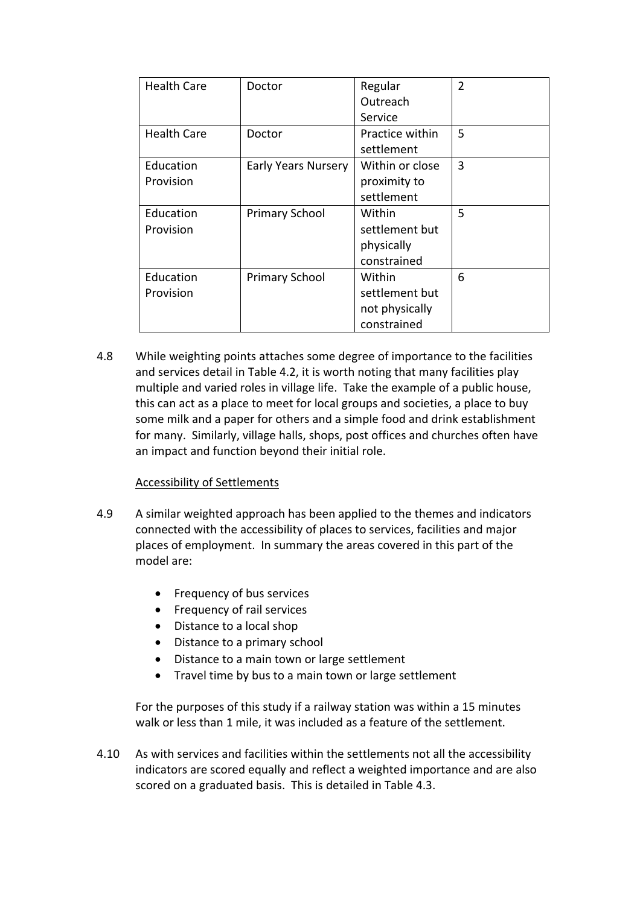| Health Care | Doctor | Regular Outreach Service | 2 |
|---|---|---|---|
| Health Care | Doctor | Practice within settlement | 5 |
| Education Provision | Early Years Nursery | Within or close proximity to settlement | 3 |
| Education Provision | Primary School | Within settlement but physically constrained | 5 |
| Education Provision | Primary School | Within settlement but not physically constrained | 6 |

4.8 While weighting points attaches some degree of importance to the facilities and services detail in Table 4.2, it is worth noting that many facilities play multiple and varied roles in village life. Take the example of a public house, this can act as a place to meet for local groups and societies, a place to buy some milk and a paper for others and a simple food and drink establishment for many. Similarly, village halls, shops, post offices and churches often have an impact and function beyond their initial role.

<u>Accessibility of Settlements</u>

4.9 A similar weighted approach has been applied to the themes and indicators connected with the accessibility of places to services, facilities and major places of employment. In summary the areas covered in this part of the model are:

- Frequency of bus services
- Frequency of rail services
- Distance to a local shop
- Distance to a primary school
- Distance to a main town or large settlement
- Travel time by bus to a main town or large settlement

For the purposes of this study if a railway station was within a 15 minutes walk or less than 1 mile, it was included as a feature of the settlement.

4.10 As with services and facilities within the settlements not all the accessibility indicators are scored equally and reflect a weighted importance and are also scored on a graduated basis. This is detailed in Table 4.3.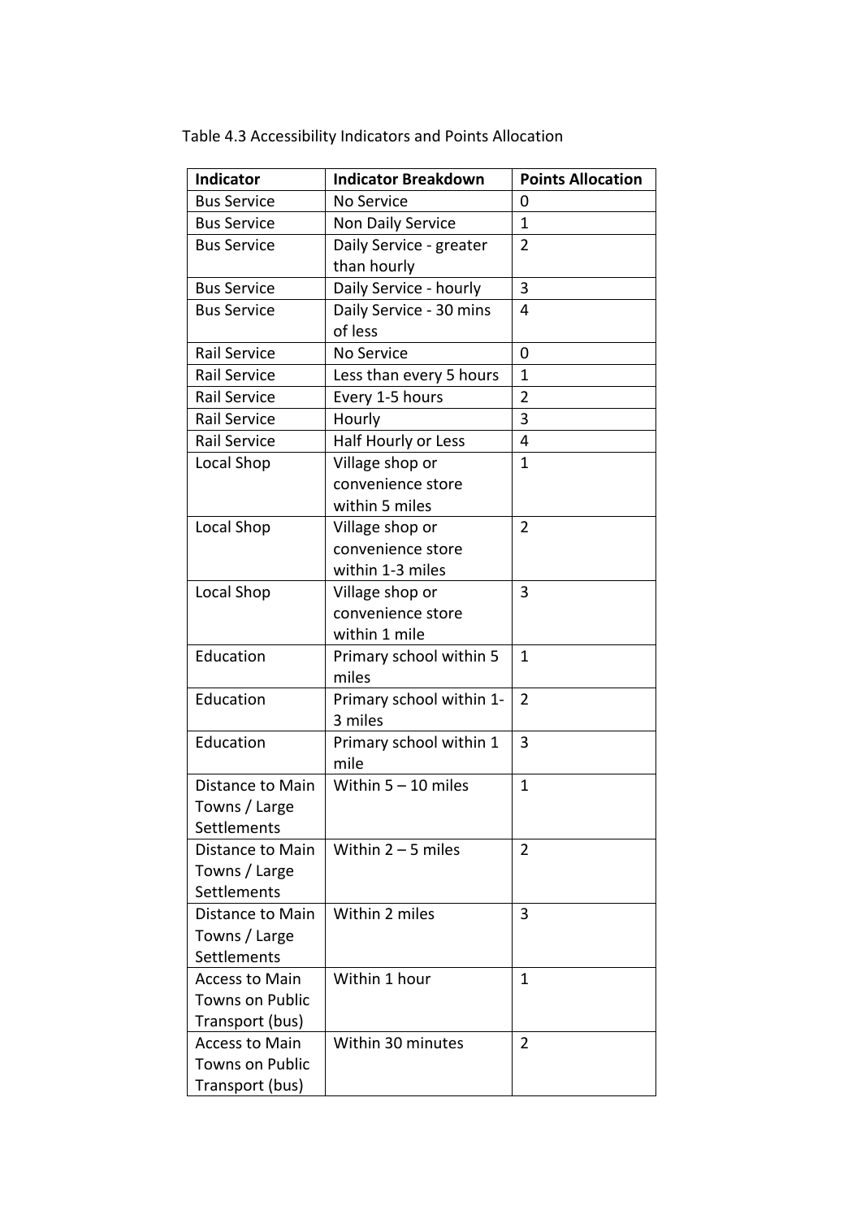Table 4.3 Accessibility Indicators and Points Allocation

| Indicator | Indicator Breakdown | Points Allocation |
|---|---|---|
| Bus Service | No Service | 0 |
| Bus Service | Non Daily Service | 1 |
| Bus Service | Daily Service - greater than hourly | 2 |
| Bus Service | Daily Service - hourly | 3 |
| Bus Service | Daily Service - 30 mins of less | 4 |
| Rail Service | No Service | 0 |
| Rail Service | Less than every 5 hours | 1 |
| Rail Service | Every 1-5 hours | 2 |
| Rail Service | Hourly | 3 |
| Rail Service | Half Hourly or Less | 4 |
| Local Shop | Village shop or convenience store within 5 miles | 1 |
| Local Shop | Village shop or convenience store within 1-3 miles | 2 |
| Local Shop | Village shop or convenience store within 1 mile | 3 |
| Education | Primary school within 5 miles | 1 |
| Education | Primary school within 1-3 miles | 2 |
| Education | Primary school within 1 mile | 3 |
| Distance to Main Towns / Large Settlements | Within 5 – 10 miles | 1 |
| Distance to Main Towns / Large Settlements | Within 2 – 5 miles | 2 |
| Distance to Main Towns / Large Settlements | Within 2 miles | 3 |
| Access to Main Towns on Public Transport (bus) | Within 1 hour | 1 |
| Access to Main Towns on Public Transport (bus) | Within 30 minutes | 2 |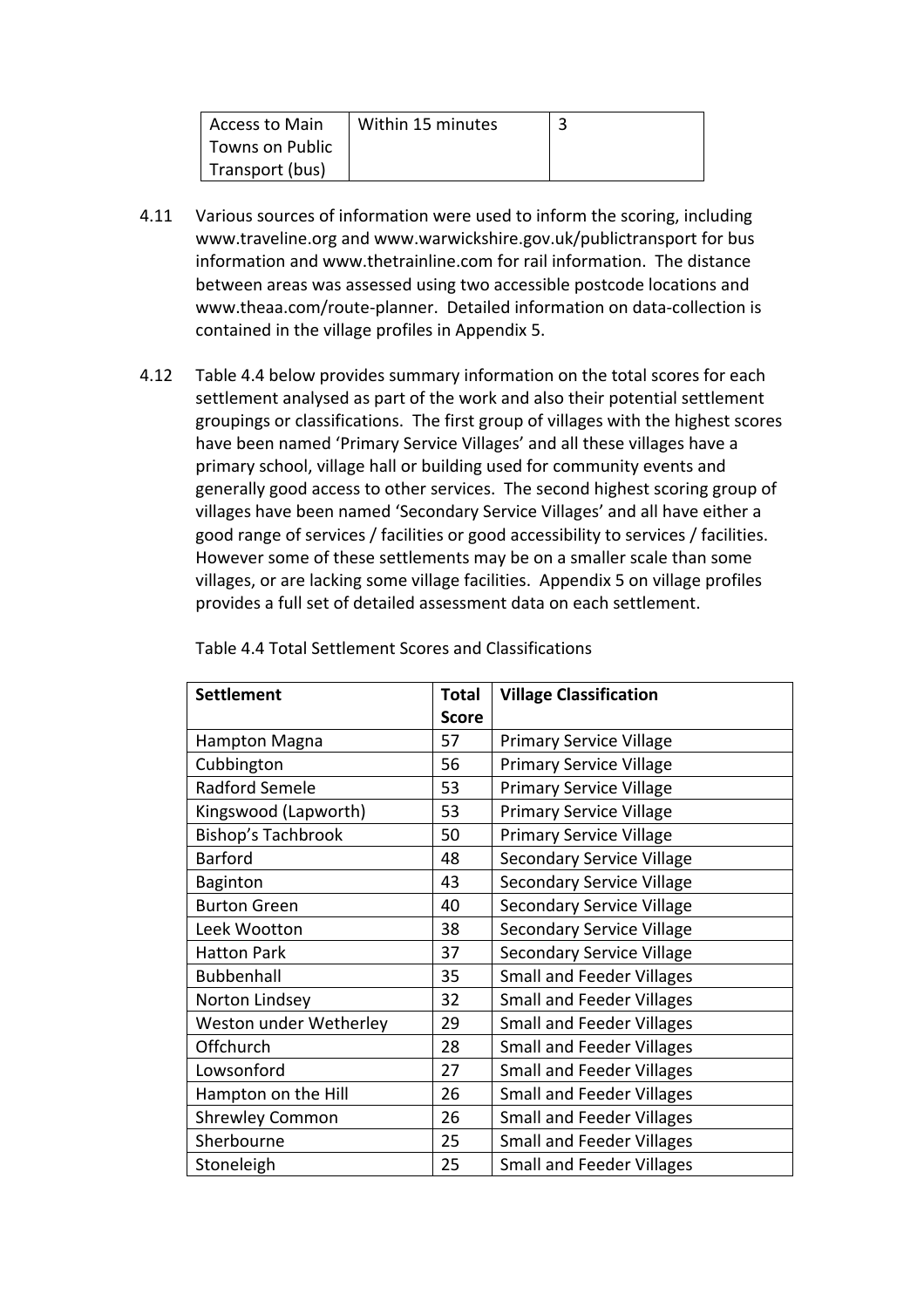| Access to Main Towns on Public Transport (bus) | Within 15 minutes | 3 |
|---|---|---|

4.11 Various sources of information were used to inform the scoring, including www.traveline.org and www.warwickshire.gov.uk/publictransport for bus information and www.thetrainline.com for rail information. The distance between areas was assessed using two accessible postcode locations and www.theaa.com/route-planner. Detailed information on data-collection is contained in the village profiles in Appendix 5.

4.12 Table 4.4 below provides summary information on the total scores for each settlement analysed as part of the work and also their potential settlement groupings or classifications. The first group of villages with the highest scores have been named 'Primary Service Villages' and all these villages have a primary school, village hall or building used for community events and generally good access to other services. The second highest scoring group of villages have been named 'Secondary Service Villages' and all have either a good range of services / facilities or good accessibility to services / facilities. However some of these settlements may be on a smaller scale than some villages, or are lacking some village facilities. Appendix 5 on village profiles provides a full set of detailed assessment data on each settlement.

Table 4.4 Total Settlement Scores and Classifications

| Settlement | Total Score | Village Classification |
|---|---|---|
| Hampton Magna | 57 | Primary Service Village |
| Cubbington | 56 | Primary Service Village |
| Radford Semele | 53 | Primary Service Village |
| Kingswood (Lapworth) | 53 | Primary Service Village |
| Bishop's Tachbrook | 50 | Primary Service Village |
| Barford | 48 | Secondary Service Village |
| Baginton | 43 | Secondary Service Village |
| Burton Green | 40 | Secondary Service Village |
| Leek Wootton | 38 | Secondary Service Village |
| Hatton Park | 37 | Secondary Service Village |
| Bubbenhall | 35 | Small and Feeder Villages |
| Norton Lindsey | 32 | Small and Feeder Villages |
| Weston under Wetherley | 29 | Small and Feeder Villages |
| Offchurch | 28 | Small and Feeder Villages |
| Lowsonford | 27 | Small and Feeder Villages |
| Hampton on the Hill | 26 | Small and Feeder Villages |
| Shrewley Common | 26 | Small and Feeder Villages |
| Sherbourne | 25 | Small and Feeder Villages |
| Stoneleigh | 25 | Small and Feeder Villages |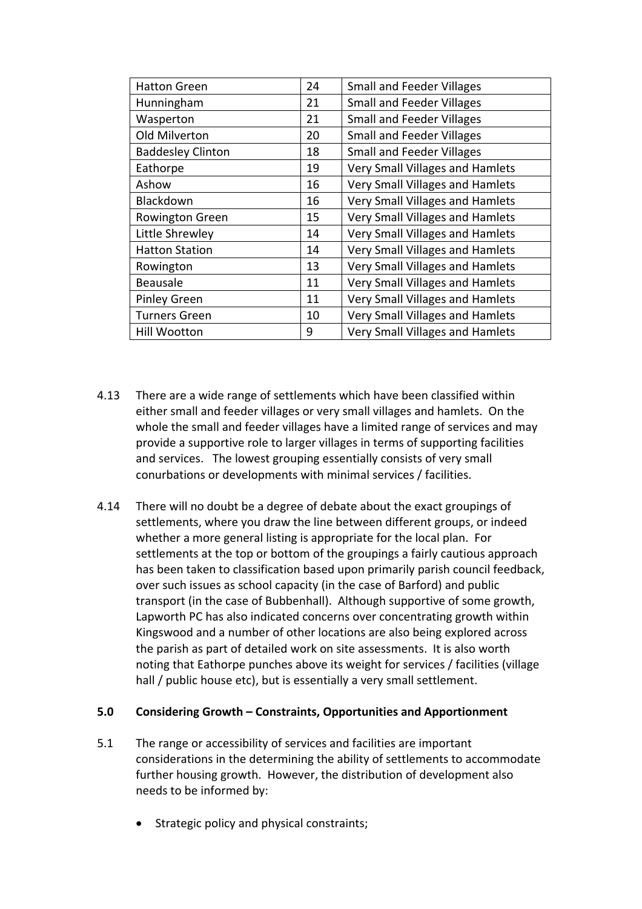| Hatton Green | 24 | Small and Feeder Villages |
|---|---|---|
| Hunningham | 21 | Small and Feeder Villages |
| Wasperton | 21 | Small and Feeder Villages |
| Old Milverton | 20 | Small and Feeder Villages |
| Baddesley Clinton | 18 | Small and Feeder Villages |
| Eathorpe | 19 | Very Small Villages and Hamlets |
| Ashow | 16 | Very Small Villages and Hamlets |
| Blackdown | 16 | Very Small Villages and Hamlets |
| Rowington Green | 15 | Very Small Villages and Hamlets |
| Little Shrewley | 14 | Very Small Villages and Hamlets |
| Hatton Station | 14 | Very Small Villages and Hamlets |
| Rowington | 13 | Very Small Villages and Hamlets |
| Beausale | 11 | Very Small Villages and Hamlets |
| Pinley Green | 11 | Very Small Villages and Hamlets |
| Turners Green | 10 | Very Small Villages and Hamlets |
| Hill Wootton | 9 | Very Small Villages and Hamlets |

4.13 There are a wide range of settlements which have been classified within either small and feeder villages or very small villages and hamlets. On the whole the small and feeder villages have a limited range of services and may provide a supportive role to larger villages in terms of supporting facilities and services. The lowest grouping essentially consists of very small conurbations or developments with minimal services / facilities.

4.14 There will no doubt be a degree of debate about the exact groupings of settlements, where you draw the line between different groups, or indeed whether a more general listing is appropriate for the local plan. For settlements at the top or bottom of the groupings a fairly cautious approach has been taken to classification based upon primarily parish council feedback, over such issues as school capacity (in the case of Barford) and public transport (in the case of Bubbenhall). Although supportive of some growth, Lapworth PC has also indicated concerns over concentrating growth within Kingswood and a number of other locations are also being explored across the parish as part of detailed work on site assessments. It is also worth noting that Eathorpe punches above its weight for services / facilities (village hall / public house etc), but is essentially a very small settlement.

## 5.0 Considering Growth – Constraints, Opportunities and Apportionment

5.1 The range or accessibility of services and facilities are important considerations in the determining the ability of settlements to accommodate further housing growth. However, the distribution of development also needs to be informed by:

- Strategic policy and physical constraints;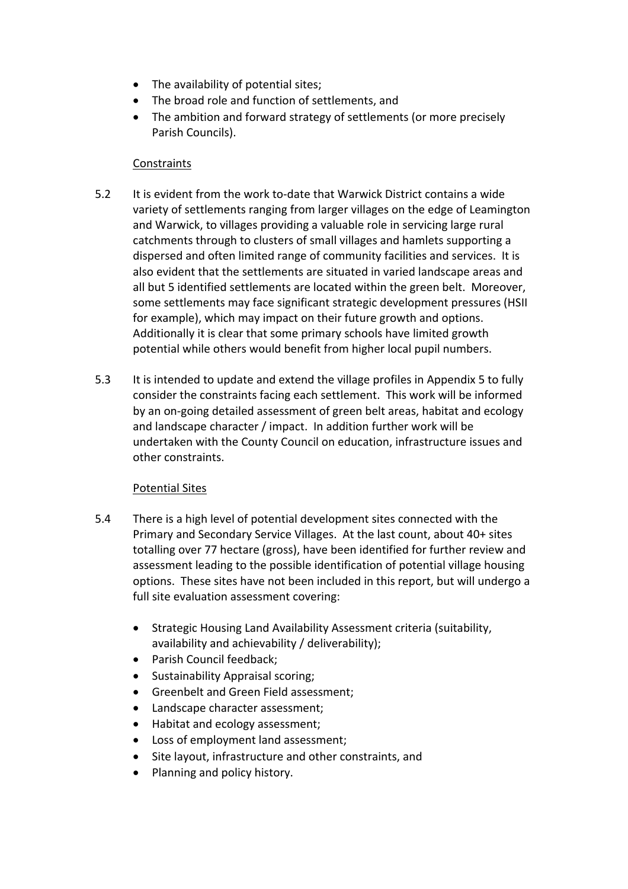- The availability of potential sites;
- The broad role and function of settlements, and
- The ambition and forward strategy of settlements (or more precisely Parish Councils).

Constraints

5.2 It is evident from the work to-date that Warwick District contains a wide variety of settlements ranging from larger villages on the edge of Leamington and Warwick, to villages providing a valuable role in servicing large rural catchments through to clusters of small villages and hamlets supporting a dispersed and often limited range of community facilities and services. It is also evident that the settlements are situated in varied landscape areas and all but 5 identified settlements are located within the green belt. Moreover, some settlements may face significant strategic development pressures (HSII for example), which may impact on their future growth and options. Additionally it is clear that some primary schools have limited growth potential while others would benefit from higher local pupil numbers.

5.3 It is intended to update and extend the village profiles in Appendix 5 to fully consider the constraints facing each settlement. This work will be informed by an on-going detailed assessment of green belt areas, habitat and ecology and landscape character / impact. In addition further work will be undertaken with the County Council on education, infrastructure issues and other constraints.

Potential Sites

5.4 There is a high level of potential development sites connected with the Primary and Secondary Service Villages. At the last count, about 40+ sites totalling over 77 hectare (gross), have been identified for further review and assessment leading to the possible identification of potential village housing options. These sites have not been included in this report, but will undergo a full site evaluation assessment covering:

- Strategic Housing Land Availability Assessment criteria (suitability, availability and achievability / deliverability);
- Parish Council feedback;
- Sustainability Appraisal scoring;
- Greenbelt and Green Field assessment;
- Landscape character assessment;
- Habitat and ecology assessment;
- Loss of employment land assessment;
- Site layout, infrastructure and other constraints, and
- Planning and policy history.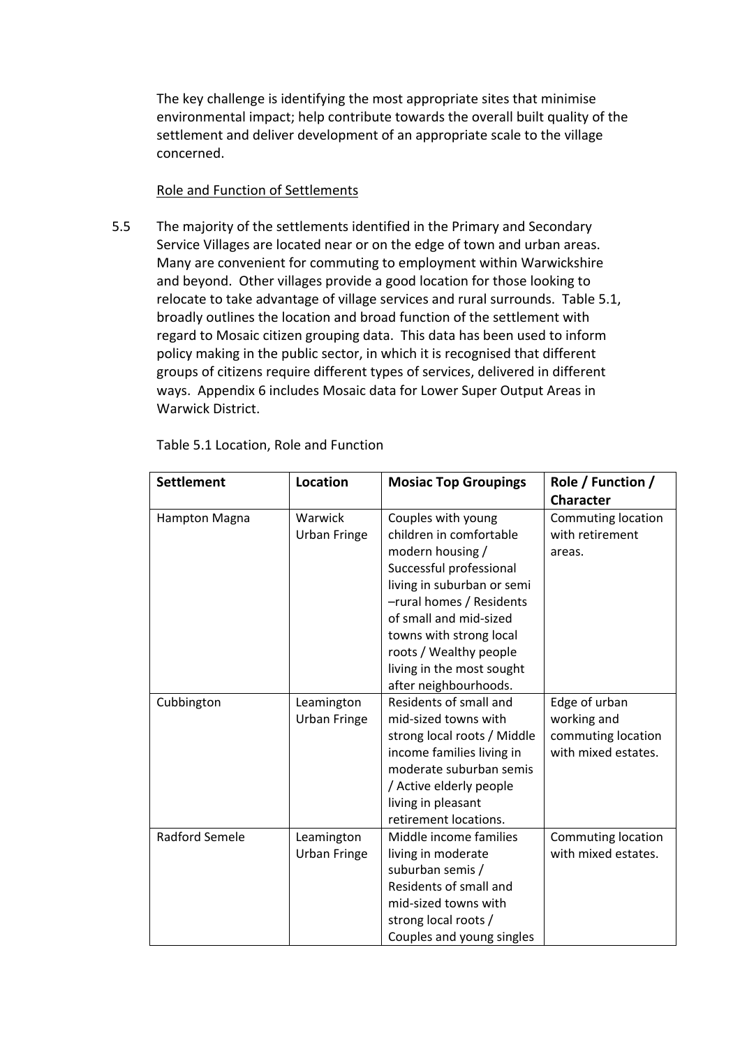The key challenge is identifying the most appropriate sites that minimise environmental impact; help contribute towards the overall built quality of the settlement and deliver development of an appropriate scale to the village concerned.

Role and Function of Settlements

5.5 The majority of the settlements identified in the Primary and Secondary Service Villages are located near or on the edge of town and urban areas. Many are convenient for commuting to employment within Warwickshire and beyond. Other villages provide a good location for those looking to relocate to take advantage of village services and rural surrounds. Table 5.1, broadly outlines the location and broad function of the settlement with regard to Mosaic citizen grouping data. This data has been used to inform policy making in the public sector, in which it is recognised that different groups of citizens require different types of services, delivered in different ways. Appendix 6 includes Mosaic data for Lower Super Output Areas in Warwick District.

Table 5.1 Location, Role and Function

| Settlement | Location | Mosiac Top Groupings | Role / Function / Character |
|---|---|---|---|
| Hampton Magna | Warwick Urban Fringe | Couples with young children in comfortable modern housing / Successful professional living in suburban or semi –rural homes / Residents of small and mid-sized towns with strong local roots / Wealthy people living in the most sought after neighbourhoods. | Commuting location with retirement areas. |
| Cubbington | Leamington Urban Fringe | Residents of small and mid-sized towns with strong local roots / Middle income families living in moderate suburban semis / Active elderly people living in pleasant retirement locations. | Edge of urban working and commuting location with mixed estates. |
| Radford Semele | Leamington Urban Fringe | Middle income families living in moderate suburban semis / Residents of small and mid-sized towns with strong local roots / Couples and young singles | Commuting location with mixed estates. |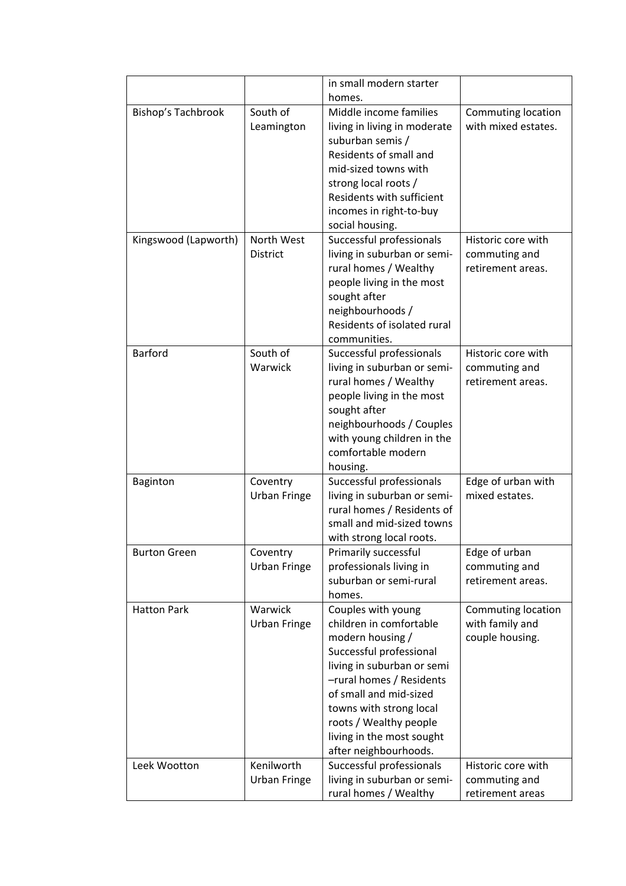| | | in small modern starter homes. | |
|---|---|---|---|
| Bishop's Tachbrook | South of Leamington | Middle income families living in living in moderate suburban semis / Residents of small and mid-sized towns with strong local roots / Residents with sufficient incomes in right-to-buy social housing. | Commuting location with mixed estates. |
| Kingswood (Lapworth) | North West District | Successful professionals living in suburban or semi-rural homes / Wealthy people living in the most sought after neighbourhoods / Residents of isolated rural communities. | Historic core with commuting and retirement areas. |
| Barford | South of Warwick | Successful professionals living in suburban or semi-rural homes / Wealthy people living in the most sought after neighbourhoods / Couples with young children in the comfortable modern housing. | Historic core with commuting and retirement areas. |
| Baginton | Coventry Urban Fringe | Successful professionals living in suburban or semi-rural homes / Residents of small and mid-sized towns with strong local roots. | Edge of urban with mixed estates. |
| Burton Green | Coventry Urban Fringe | Primarily successful professionals living in suburban or semi-rural homes. | Edge of urban commuting and retirement areas. |
| Hatton Park | Warwick Urban Fringe | Couples with young children in comfortable modern housing / Successful professional living in suburban or semi –rural homes / Residents of small and mid-sized towns with strong local roots / Wealthy people living in the most sought after neighbourhoods. | Commuting location with family and couple housing. |
| Leek Wootton | Kenilworth Urban Fringe | Successful professionals living in suburban or semi-rural homes / Wealthy | Historic core with commuting and retirement areas |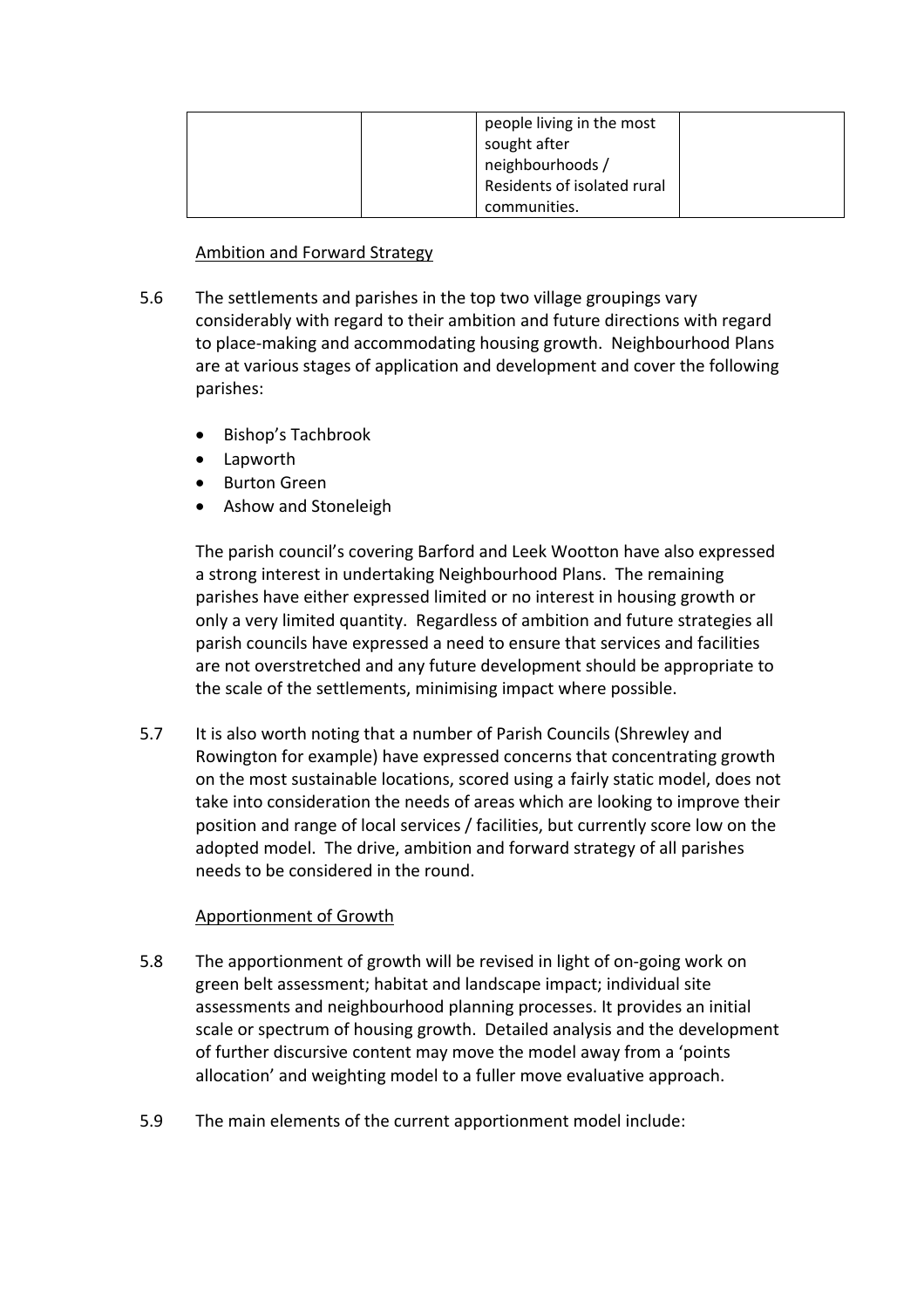| | | people living in the most sought after neighbourhoods / Residents of isolated rural communities. | |
|---|---|---|---|

Ambition and Forward Strategy

5.6 The settlements and parishes in the top two village groupings vary considerably with regard to their ambition and future directions with regard to place-making and accommodating housing growth. Neighbourhood Plans are at various stages of application and development and cover the following parishes:

- Bishop's Tachbrook
- Lapworth
- Burton Green
- Ashow and Stoneleigh

The parish council's covering Barford and Leek Wootton have also expressed a strong interest in undertaking Neighbourhood Plans. The remaining parishes have either expressed limited or no interest in housing growth or only a very limited quantity. Regardless of ambition and future strategies all parish councils have expressed a need to ensure that services and facilities are not overstretched and any future development should be appropriate to the scale of the settlements, minimising impact where possible.

5.7 It is also worth noting that a number of Parish Councils (Shrewley and Rowington for example) have expressed concerns that concentrating growth on the most sustainable locations, scored using a fairly static model, does not take into consideration the needs of areas which are looking to improve their position and range of local services / facilities, but currently score low on the adopted model. The drive, ambition and forward strategy of all parishes needs to be considered in the round.

Apportionment of Growth

5.8 The apportionment of growth will be revised in light of on-going work on green belt assessment; habitat and landscape impact; individual site assessments and neighbourhood planning processes. It provides an initial scale or spectrum of housing growth. Detailed analysis and the development of further discursive content may move the model away from a 'points allocation' and weighting model to a fuller move evaluative approach.

5.9 The main elements of the current apportionment model include: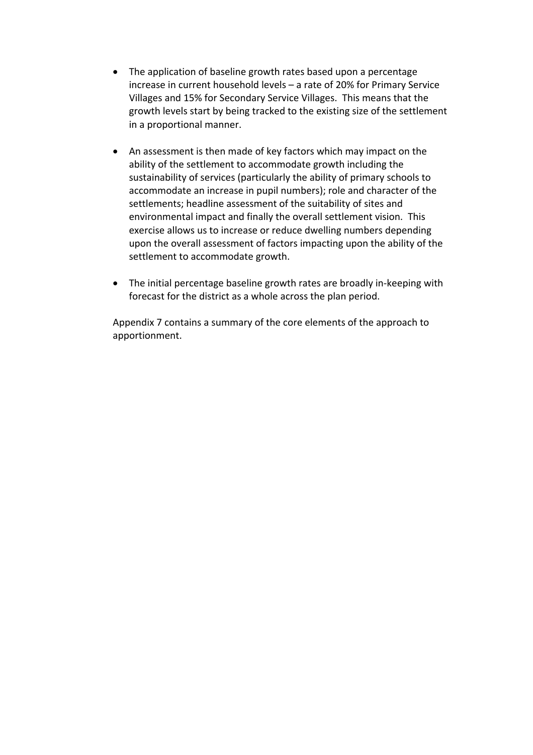- The application of baseline growth rates based upon a percentage increase in current household levels – a rate of 20% for Primary Service Villages and 15% for Secondary Service Villages. This means that the growth levels start by being tracked to the existing size of the settlement in a proportional manner.

- An assessment is then made of key factors which may impact on the ability of the settlement to accommodate growth including the sustainability of services (particularly the ability of primary schools to accommodate an increase in pupil numbers); role and character of the settlements; headline assessment of the suitability of sites and environmental impact and finally the overall settlement vision. This exercise allows us to increase or reduce dwelling numbers depending upon the overall assessment of factors impacting upon the ability of the settlement to accommodate growth.

- The initial percentage baseline growth rates are broadly in-keeping with forecast for the district as a whole across the plan period.

Appendix 7 contains a summary of the core elements of the approach to apportionment.